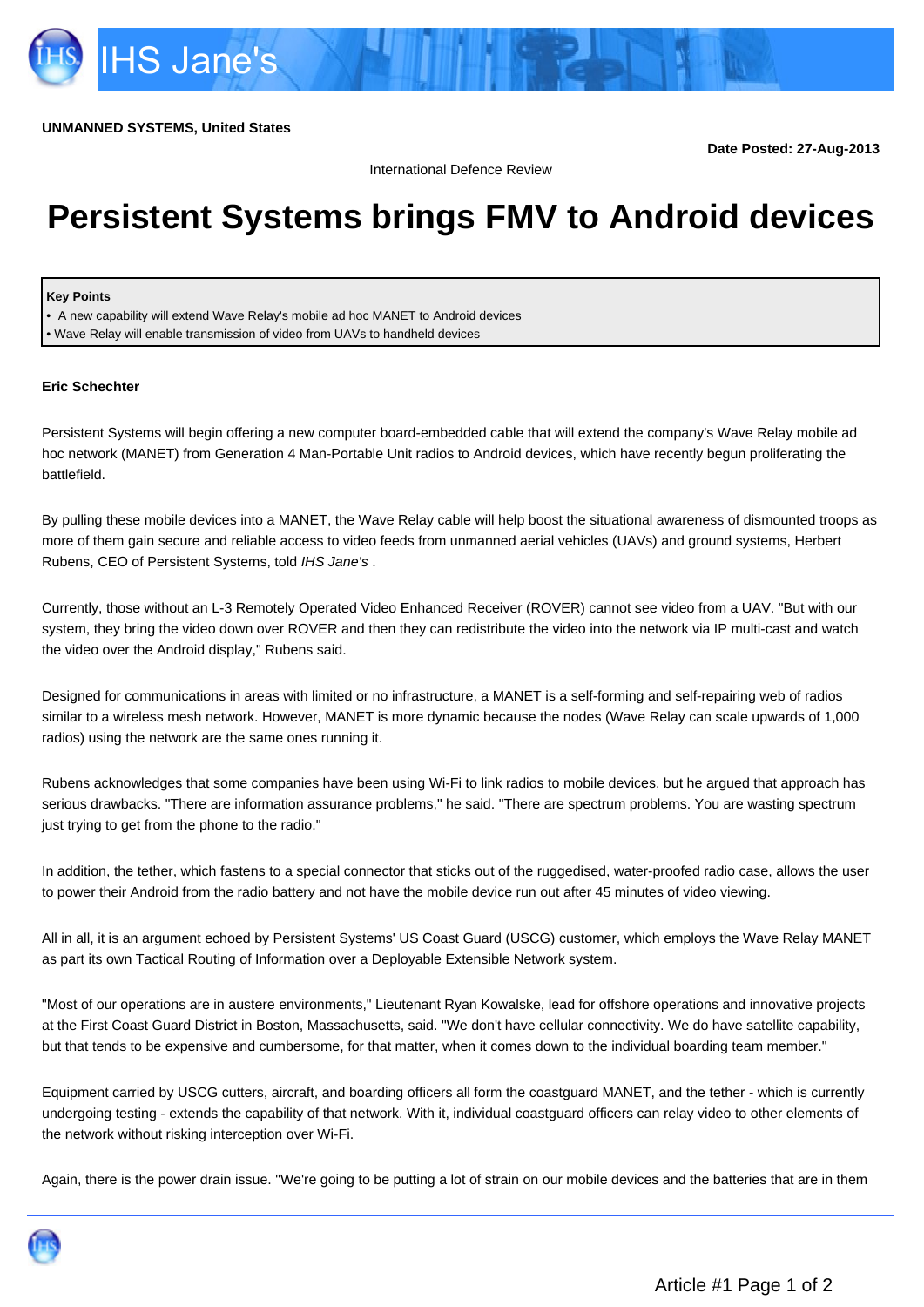**UNMANNED SYSTEMS, United States**

**Date Posted: 27-Aug-2013**

International Defence Review

# Persistent Systems brings FMV to Android devices

**Key Points**
- A new capability will extend Wave Relay's mobile ad hoc MANET to Android devices
- Wave Relay will enable transmission of video from UAVs to handheld devices

**Eric Schechter**

Persistent Systems will begin offering a new computer board-embedded cable that will extend the company's Wave Relay mobile ad hoc network (MANET) from Generation 4 Man-Portable Unit radios to Android devices, which have recently begun proliferating the battlefield.

By pulling these mobile devices into a MANET, the Wave Relay cable will help boost the situational awareness of dismounted troops as more of them gain secure and reliable access to video feeds from unmanned aerial vehicles (UAVs) and ground systems, Herbert Rubens, CEO of Persistent Systems, told *IHS Jane's* .

Currently, those without an L-3 Remotely Operated Video Enhanced Receiver (ROVER) cannot see video from a UAV. "But with our system, they bring the video down over ROVER and then they can redistribute the video into the network via IP multi-cast and watch the video over the Android display," Rubens said.

Designed for communications in areas with limited or no infrastructure, a MANET is a self-forming and self-repairing web of radios similar to a wireless mesh network. However, MANET is more dynamic because the nodes (Wave Relay can scale upwards of 1,000 radios) using the network are the same ones running it.

Rubens acknowledges that some companies have been using Wi-Fi to link radios to mobile devices, but he argued that approach has serious drawbacks. "There are information assurance problems," he said. "There are spectrum problems. You are wasting spectrum just trying to get from the phone to the radio."

In addition, the tether, which fastens to a special connector that sticks out of the ruggedised, water-proofed radio case, allows the user to power their Android from the radio battery and not have the mobile device run out after 45 minutes of video viewing.

All in all, it is an argument echoed by Persistent Systems' US Coast Guard (USCG) customer, which employs the Wave Relay MANET as part its own Tactical Routing of Information over a Deployable Extensible Network system.

"Most of our operations are in austere environments," Lieutenant Ryan Kowalske, lead for offshore operations and innovative projects at the First Coast Guard District in Boston, Massachusetts, said. "We don't have cellular connectivity. We do have satellite capability, but that tends to be expensive and cumbersome, for that matter, when it comes down to the individual boarding team member."

Equipment carried by USCG cutters, aircraft, and boarding officers all form the coastguard MANET, and the tether - which is currently undergoing testing - extends the capability of that network. With it, individual coastguard officers can relay video to other elements of the network without risking interception over Wi-Fi.

Again, there is the power drain issue. "We're going to be putting a lot of strain on our mobile devices and the batteries that are in them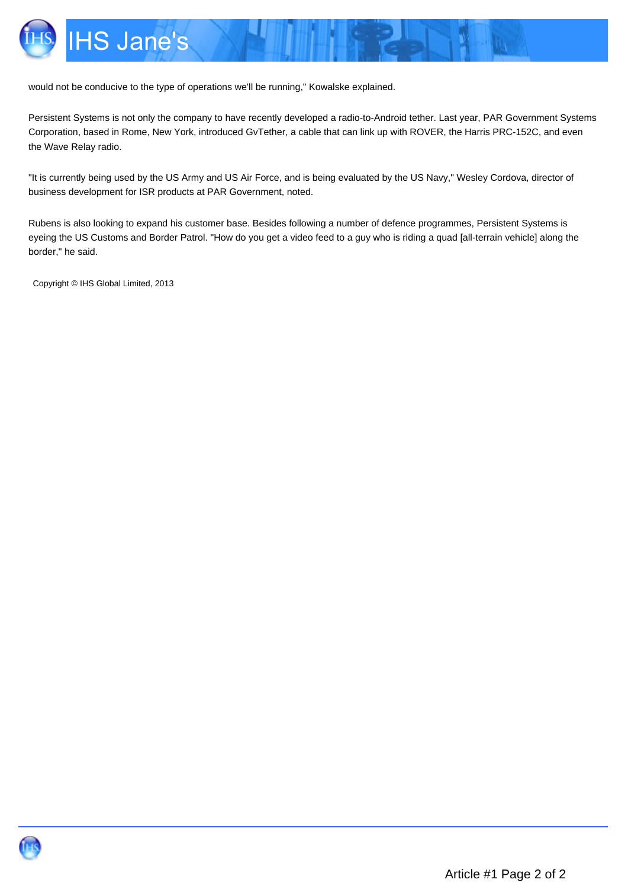would not be conducive to the type of operations we'll be running," Kowalske explained.

Persistent Systems is not only the company to have recently developed a radio-to-Android tether. Last year, PAR Government Systems Corporation, based in Rome, New York, introduced GvTether, a cable that can link up with ROVER, the Harris PRC-152C, and even the Wave Relay radio.

"It is currently being used by the US Army and US Air Force, and is being evaluated by the US Navy," Wesley Cordova, director of business development for ISR products at PAR Government, noted.

Rubens is also looking to expand his customer base. Besides following a number of defence programmes, Persistent Systems is eyeing the US Customs and Border Patrol. "How do you get a video feed to a guy who is riding a quad [all-terrain vehicle] along the border," he said.

Copyright © IHS Global Limited, 2013